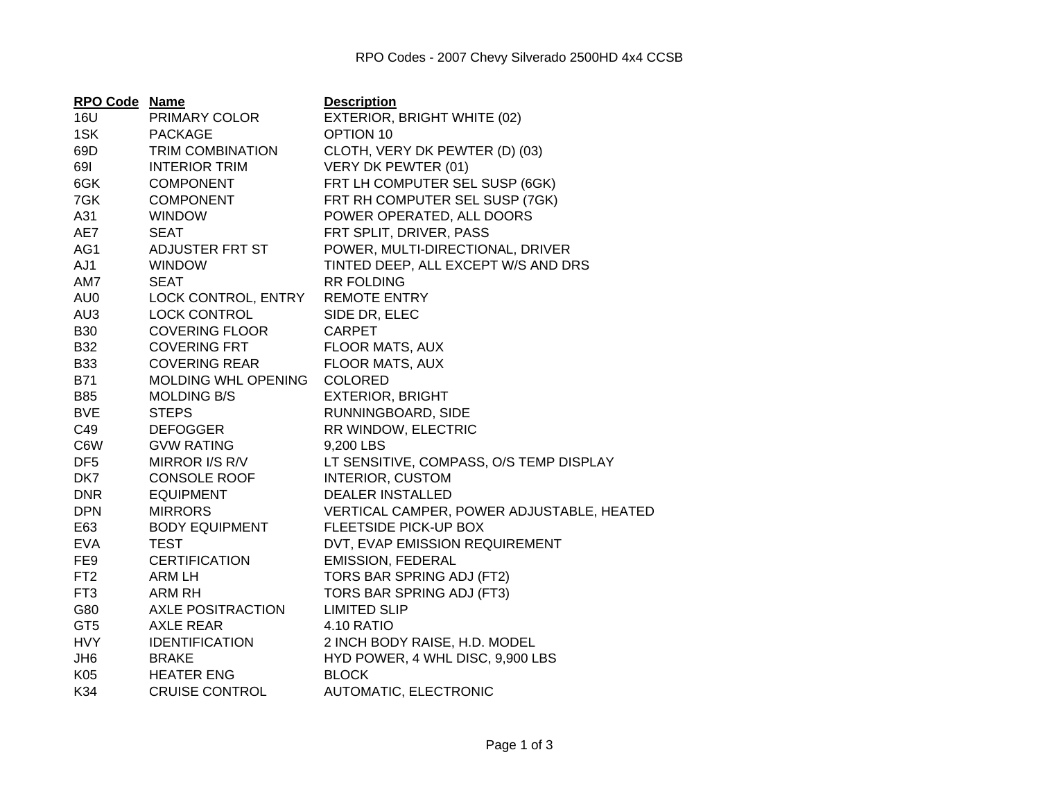RPO Codes - 2007 Chevy Silverado 2500HD 4x4 CCSB

| RPO Code | Name | Description |
|---|---|---|
| 16U | PRIMARY COLOR | EXTERIOR, BRIGHT WHITE (02) |
| 1SK | PACKAGE | OPTION 10 |
| 69D | TRIM COMBINATION | CLOTH, VERY DK PEWTER (D) (03) |
| 69I | INTERIOR TRIM | VERY DK PEWTER (01) |
| 6GK | COMPONENT | FRT LH COMPUTER SEL SUSP (6GK) |
| 7GK | COMPONENT | FRT RH COMPUTER SEL SUSP (7GK) |
| A31 | WINDOW | POWER OPERATED, ALL DOORS |
| AE7 | SEAT | FRT SPLIT, DRIVER, PASS |
| AG1 | ADJUSTER FRT ST | POWER, MULTI-DIRECTIONAL, DRIVER |
| AJ1 | WINDOW | TINTED DEEP, ALL EXCEPT W/S AND DRS |
| AM7 | SEAT | RR FOLDING |
| AU0 | LOCK CONTROL, ENTRY | REMOTE ENTRY |
| AU3 | LOCK CONTROL | SIDE DR, ELEC |
| B30 | COVERING FLOOR | CARPET |
| B32 | COVERING FRT | FLOOR MATS, AUX |
| B33 | COVERING REAR | FLOOR MATS, AUX |
| B71 | MOLDING WHL OPENING | COLORED |
| B85 | MOLDING B/S | EXTERIOR, BRIGHT |
| BVE | STEPS | RUNNINGBOARD, SIDE |
| C49 | DEFOGGER | RR WINDOW, ELECTRIC |
| C6W | GVW RATING | 9,200 LBS |
| DF5 | MIRROR I/S R/V | LT SENSITIVE, COMPASS, O/S TEMP DISPLAY |
| DK7 | CONSOLE ROOF | INTERIOR, CUSTOM |
| DNR | EQUIPMENT | DEALER INSTALLED |
| DPN | MIRRORS | VERTICAL CAMPER, POWER ADJUSTABLE, HEATED |
| E63 | BODY EQUIPMENT | FLEETSIDE PICK-UP BOX |
| EVA | TEST | DVT, EVAP EMISSION REQUIREMENT |
| FE9 | CERTIFICATION | EMISSION, FEDERAL |
| FT2 | ARM LH | TORS BAR SPRING ADJ (FT2) |
| FT3 | ARM RH | TORS BAR SPRING ADJ (FT3) |
| G80 | AXLE POSITRACTION | LIMITED SLIP |
| GT5 | AXLE REAR | 4.10 RATIO |
| HVY | IDENTIFICATION | 2 INCH BODY RAISE, H.D. MODEL |
| JH6 | BRAKE | HYD POWER, 4 WHL DISC, 9,900 LBS |
| K05 | HEATER ENG | BLOCK |
| K34 | CRUISE CONTROL | AUTOMATIC, ELECTRONIC |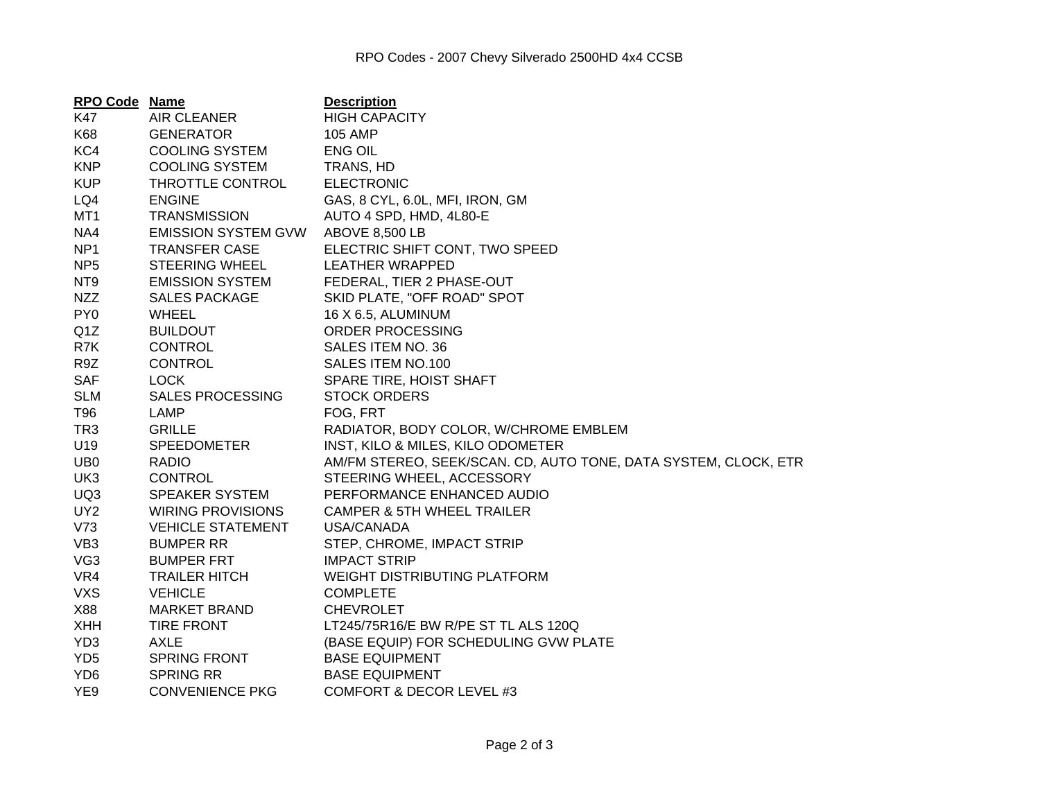RPO Codes - 2007 Chevy Silverado 2500HD 4x4 CCSB

| RPO Code | Name | Description |
|---|---|---|
| K47 | AIR CLEANER | HIGH CAPACITY |
| K68 | GENERATOR | 105 AMP |
| KC4 | COOLING SYSTEM | ENG OIL |
| KNP | COOLING SYSTEM | TRANS, HD |
| KUP | THROTTLE CONTROL | ELECTRONIC |
| LQ4 | ENGINE | GAS, 8 CYL, 6.0L, MFI, IRON, GM |
| MT1 | TRANSMISSION | AUTO 4 SPD, HMD, 4L80-E |
| NA4 | EMISSION SYSTEM GVW | ABOVE 8,500 LB |
| NP1 | TRANSFER CASE | ELECTRIC SHIFT CONT, TWO SPEED |
| NP5 | STEERING WHEEL | LEATHER WRAPPED |
| NT9 | EMISSION SYSTEM | FEDERAL, TIER 2 PHASE-OUT |
| NZZ | SALES PACKAGE | SKID PLATE, "OFF ROAD" SPOT |
| PY0 | WHEEL | 16 X 6.5, ALUMINUM |
| Q1Z | BUILDOUT | ORDER PROCESSING |
| R7K | CONTROL | SALES ITEM NO. 36 |
| R9Z | CONTROL | SALES ITEM NO.100 |
| SAF | LOCK | SPARE TIRE, HOIST SHAFT |
| SLM | SALES PROCESSING | STOCK ORDERS |
| T96 | LAMP | FOG, FRT |
| TR3 | GRILLE | RADIATOR, BODY COLOR, W/CHROME EMBLEM |
| U19 | SPEEDOMETER | INST, KILO & MILES, KILO ODOMETER |
| UB0 | RADIO | AM/FM STEREO, SEEK/SCAN. CD, AUTO TONE, DATA SYSTEM, CLOCK, ETR |
| UK3 | CONTROL | STEERING WHEEL, ACCESSORY |
| UQ3 | SPEAKER SYSTEM | PERFORMANCE ENHANCED AUDIO |
| UY2 | WIRING PROVISIONS | CAMPER & 5TH WHEEL TRAILER |
| V73 | VEHICLE STATEMENT | USA/CANADA |
| VB3 | BUMPER RR | STEP, CHROME, IMPACT STRIP |
| VG3 | BUMPER FRT | IMPACT STRIP |
| VR4 | TRAILER HITCH | WEIGHT DISTRIBUTING PLATFORM |
| VXS | VEHICLE | COMPLETE |
| X88 | MARKET BRAND | CHEVROLET |
| XHH | TIRE FRONT | LT245/75R16/E BW R/PE ST TL ALS 120Q |
| YD3 | AXLE | (BASE EQUIP) FOR SCHEDULING GVW PLATE |
| YD5 | SPRING FRONT | BASE EQUIPMENT |
| YD6 | SPRING RR | BASE EQUIPMENT |
| YE9 | CONVENIENCE PKG | COMFORT & DECOR LEVEL #3 |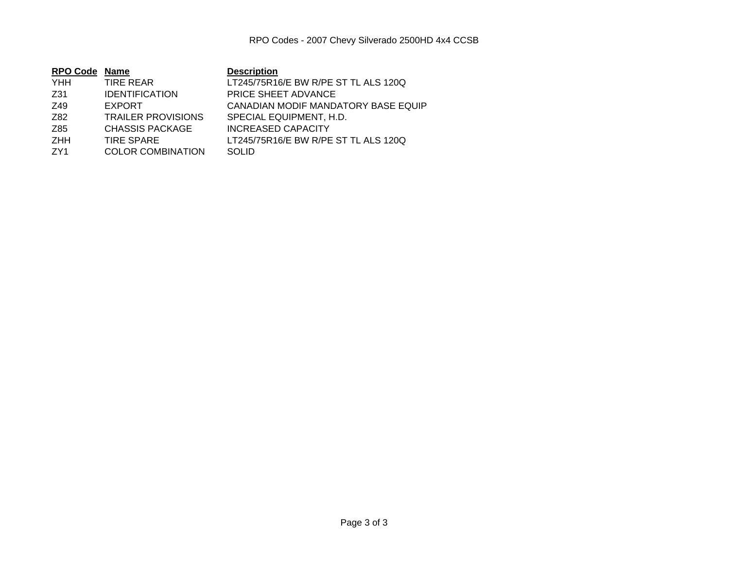RPO Codes - 2007 Chevy Silverado 2500HD 4x4 CCSB

| RPO Code | Name | Description |
| --- | --- | --- |
| YHH | TIRE REAR | LT245/75R16/E BW R/PE ST TL ALS 120Q |
| Z31 | IDENTIFICATION | PRICE SHEET ADVANCE |
| Z49 | EXPORT | CANADIAN MODIF MANDATORY BASE EQUIP |
| Z82 | TRAILER PROVISIONS | SPECIAL EQUIPMENT, H.D. |
| Z85 | CHASSIS PACKAGE | INCREASED CAPACITY |
| ZHH | TIRE SPARE | LT245/75R16/E BW R/PE ST TL ALS 120Q |
| ZY1 | COLOR COMBINATION | SOLID |